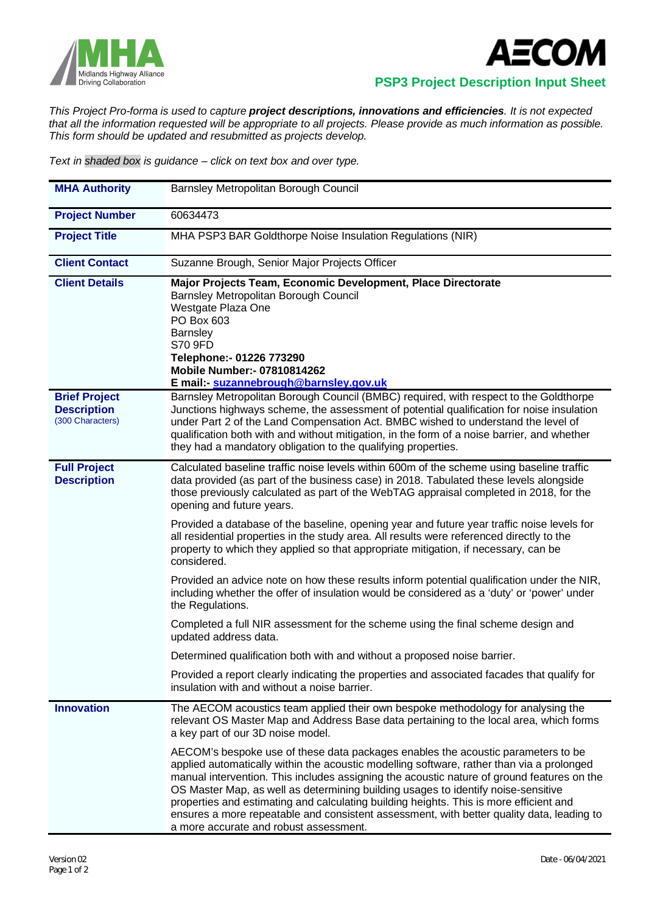**PSP3 Project Description Input Sheet**

*This Project Pro-forma is used to capture **project descriptions, innovations and efficiencies**. It is not expected that all the information requested will be appropriate to all projects. Please provide as much information as possible. This form should be updated and resubmitted as projects develop.*

*Text in shaded box is guidance – click on text box and over type.*

| | |
|---|---|
| **MHA Authority** | Barnsley Metropolitan Borough Council |
| **Project Number** | 60634473 |
| **Project Title** | MHA PSP3 BAR Goldthorpe Noise Insulation Regulations (NIR) |
| **Client Contact** | Suzanne Brough, Senior Major Projects Officer |
| **Client Details** | **Major Projects Team, Economic Development, Place Directorate**<br>Barnsley Metropolitan Borough Council<br>Westgate Plaza One<br>PO Box 603<br>Barnsley<br>S70 9FD<br>**Telephone:- 01226 773290**<br>**Mobile Number:- 07810814262**<br>**E mail:- suzannebrough@barnsley.gov.uk** |
| **Brief Project Description** (300 Characters) | Barnsley Metropolitan Borough Council (BMBC) required, with respect to the Goldthorpe Junctions highways scheme, the assessment of potential qualification for noise insulation under Part 2 of the Land Compensation Act. BMBC wished to understand the level of qualification both with and without mitigation, in the form of a noise barrier, and whether they had a mandatory obligation to the qualifying properties. |
| **Full Project Description** | Calculated baseline traffic noise levels within 600m of the scheme using baseline traffic data provided (as part of the business case) in 2018. Tabulated these levels alongside those previously calculated as part of the WebTAG appraisal completed in 2018, for the opening and future years.<br><br>Provided a database of the baseline, opening year and future year traffic noise levels for all residential properties in the study area. All results were referenced directly to the property to which they applied so that appropriate mitigation, if necessary, can be considered.<br><br>Provided an advice note on how these results inform potential qualification under the NIR, including whether the offer of insulation would be considered as a 'duty' or 'power' under the Regulations.<br><br>Completed a full NIR assessment for the scheme using the final scheme design and updated address data.<br><br>Determined qualification both with and without a proposed noise barrier.<br><br>Provided a report clearly indicating the properties and associated facades that qualify for insulation with and without a noise barrier. |
| **Innovation** | The AECOM acoustics team applied their own bespoke methodology for analysing the relevant OS Master Map and Address Base data pertaining to the local area, which forms a key part of our 3D noise model.<br><br>AECOM's bespoke use of these data packages enables the acoustic parameters to be applied automatically within the acoustic modelling software, rather than via a prolonged manual intervention. This includes assigning the acoustic nature of ground features on the OS Master Map, as well as determining building usages to identify noise-sensitive properties and estimating and calculating building heights. This is more efficient and ensures a more repeatable and consistent assessment, with better quality data, leading to a more accurate and robust assessment. |

Version 02 Date - 06/04/2021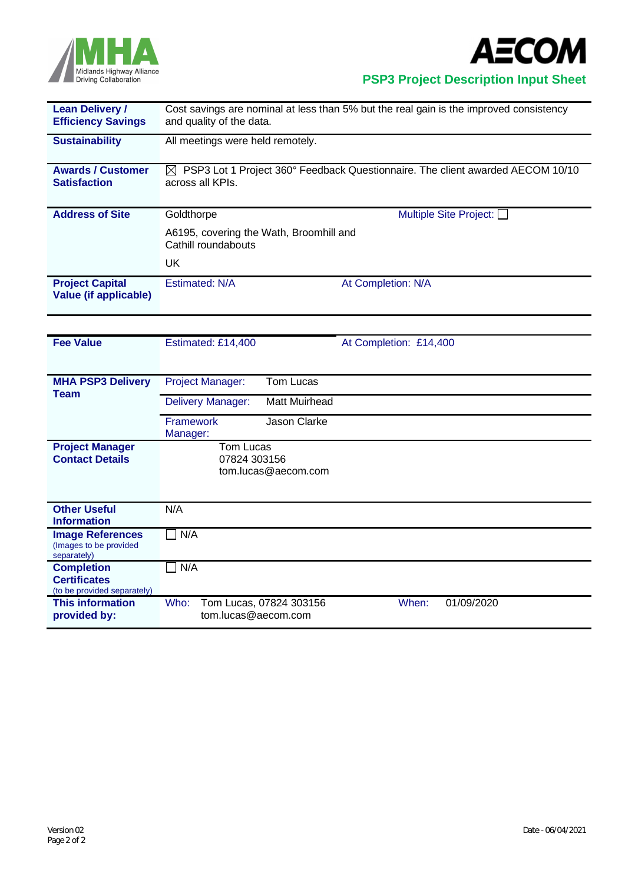## PSP3 Project Description Input Sheet

| | |
|---|---|
| **Lean Delivery / Efficiency Savings** | Cost savings are nominal at less than 5% but the real gain is the improved consistency and quality of the data. |
| **Sustainability** | All meetings were held remotely. |
| **Awards / Customer Satisfaction** | ☒ PSP3 Lot 1 Project 360° Feedback Questionnaire. The client awarded AECOM 10/10 across all KPIs. |
| **Address of Site** | Goldthorpe<br>A6195, covering the Wath, Broomhill and Cathill roundabouts<br>UK<br>Multiple Site Project: ☐ |
| **Project Capital Value (if applicable)** | Estimated: N/A — At Completion: N/A |

| | |
|---|---|
| **Fee Value** | Estimated: £14,400 — At Completion: £14,400 |
| **MHA PSP3 Delivery Team** | Project Manager: Tom Lucas<br>Delivery Manager: Matt Muirhead<br>Framework Manager: Jason Clarke |
| **Project Manager Contact Details** | Tom Lucas<br>07824 303156<br>tom.lucas@aecom.com |
| **Other Useful Information** | N/A |
| **Image References** (Images to be provided separately) | ☐ N/A |
| **Completion Certificates** (to be provided separately) | ☐ N/A |
| **This information provided by:** | Who: Tom Lucas, 07824 303156 tom.lucas@aecom.com — When: 01/09/2020 |

Version 02

Date - 06/04/2021